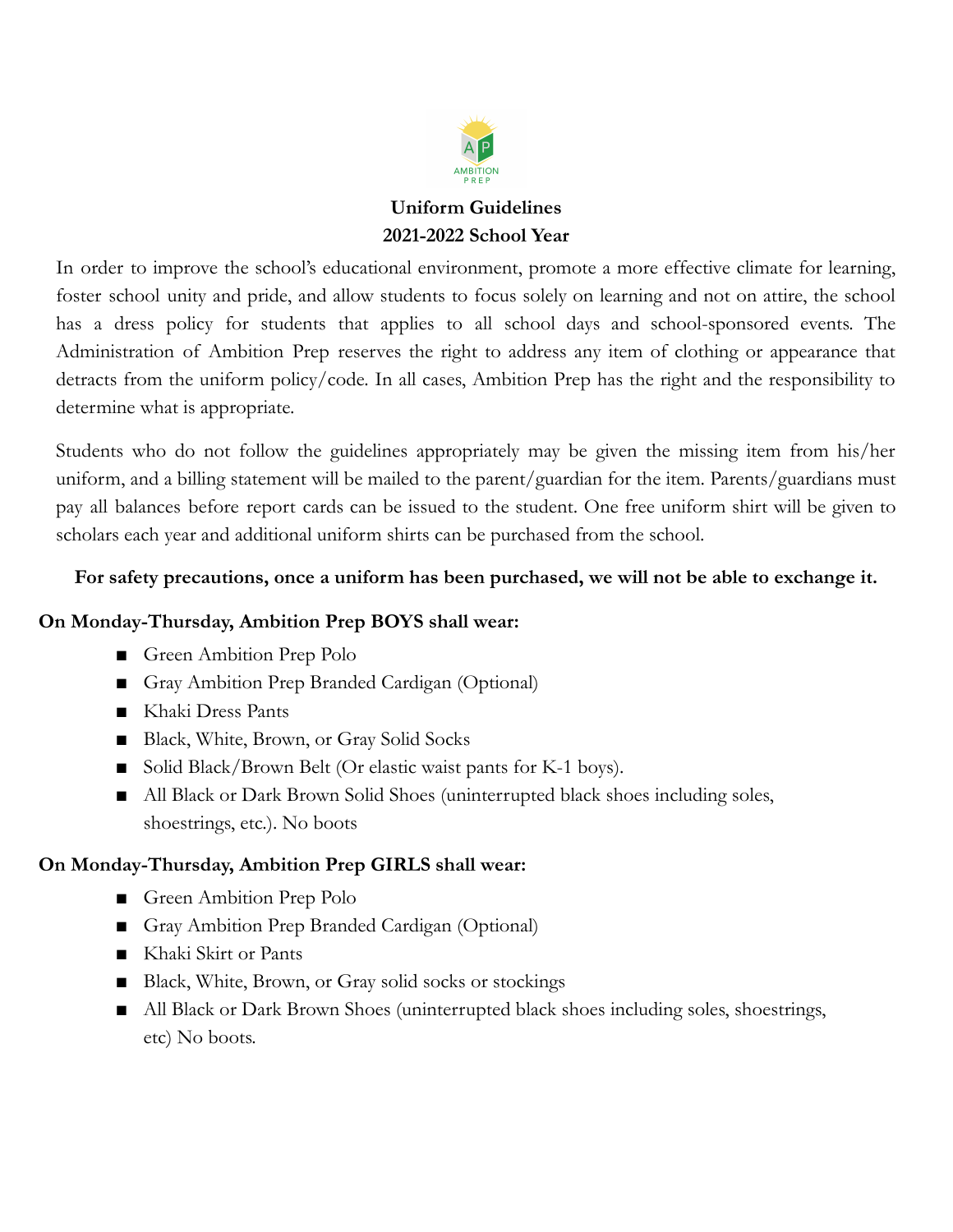**Uniform Guidelines**
**2021-2022 School Year**

In order to improve the school's educational environment, promote a more effective climate for learning, foster school unity and pride, and allow students to focus solely on learning and not on attire, the school has a dress policy for students that applies to all school days and school-sponsored events. The Administration of Ambition Prep reserves the right to address any item of clothing or appearance that detracts from the uniform policy/code. In all cases, Ambition Prep has the right and the responsibility to determine what is appropriate.

Students who do not follow the guidelines appropriately may be given the missing item from his/her uniform, and a billing statement will be mailed to the parent/guardian for the item. Parents/guardians must pay all balances before report cards can be issued to the student. One free uniform shirt will be given to scholars each year and additional uniform shirts can be purchased from the school.

**For safety precautions, once a uniform has been purchased, we will not be able to exchange it.**

**On Monday-Thursday, Ambition Prep BOYS shall wear:**

- Green Ambition Prep Polo
- Gray Ambition Prep Branded Cardigan (Optional)
- Khaki Dress Pants
- Black, White, Brown, or Gray Solid Socks
- Solid Black/Brown Belt (Or elastic waist pants for K-1 boys).
- All Black or Dark Brown Solid Shoes (uninterrupted black shoes including soles, shoestrings, etc.). No boots

**On Monday-Thursday, Ambition Prep GIRLS shall wear:**

- Green Ambition Prep Polo
- Gray Ambition Prep Branded Cardigan (Optional)
- Khaki Skirt or Pants
- Black, White, Brown, or Gray solid socks or stockings
- All Black or Dark Brown Shoes (uninterrupted black shoes including soles, shoestrings, etc) No boots.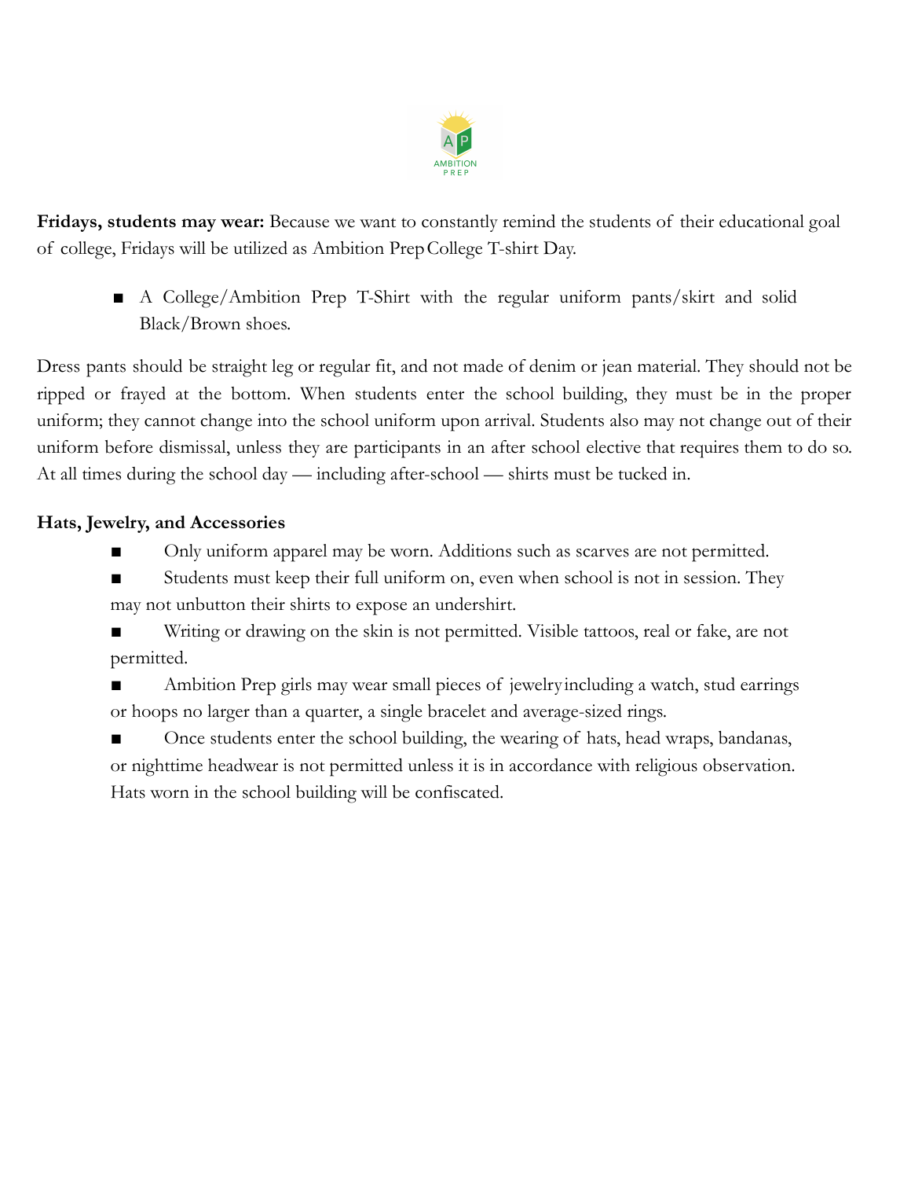**Fridays, students may wear:** Because we want to constantly remind the students of their educational goal of college, Fridays will be utilized as Ambition Prep College T-shirt Day.

- A College/Ambition Prep T-Shirt with the regular uniform pants/skirt and solid Black/Brown shoes.

Dress pants should be straight leg or regular fit, and not made of denim or jean material. They should not be ripped or frayed at the bottom. When students enter the school building, they must be in the proper uniform; they cannot change into the school uniform upon arrival. Students also may not change out of their uniform before dismissal, unless they are participants in an after school elective that requires them to do so. At all times during the school day — including after-school — shirts must be tucked in.

**Hats, Jewelry, and Accessories**

- Only uniform apparel may be worn. Additions such as scarves are not permitted.
- Students must keep their full uniform on, even when school is not in session. They may not unbutton their shirts to expose an undershirt.
- Writing or drawing on the skin is not permitted. Visible tattoos, real or fake, are not permitted.
- Ambition Prep girls may wear small pieces of jewelry including a watch, stud earrings or hoops no larger than a quarter, a single bracelet and average-sized rings.
- Once students enter the school building, the wearing of hats, head wraps, bandanas, or nighttime headwear is not permitted unless it is in accordance with religious observation. Hats worn in the school building will be confiscated.